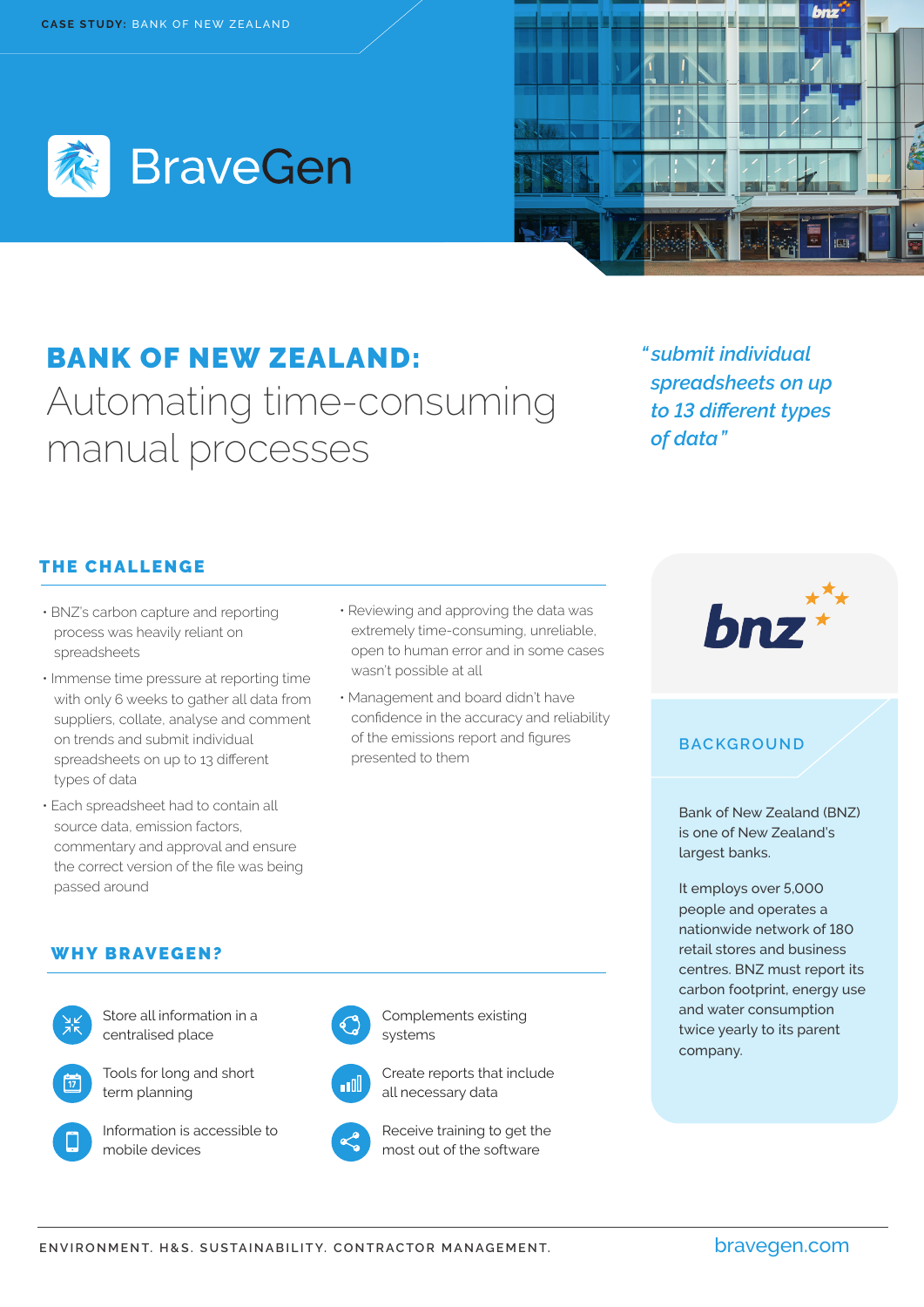CASE STUDY: BANK OF NEW ZEALAND

BraveGen

# BANK OF NEW ZEALAND:

## Automating time-consuming manual processes

> *"submit individual spreadsheets on up to 13 different types of data"*

### THE CHALLENGE

- BNZ's carbon capture and reporting process was heavily reliant on spreadsheets
- Immense time pressure at reporting time with only 6 weeks to gather all data from suppliers, collate, analyse and comment on trends and submit individual spreadsheets on up to 13 different types of data
- Each spreadsheet had to contain all source data, emission factors, commentary and approval and ensure the correct version of the file was being passed around
- Reviewing and approving the data was extremely time-consuming, unreliable, open to human error and in some cases wasn't possible at all
- Management and board didn't have confidence in the accuracy and reliability of the emissions report and figures presented to them

### WHY BRAVEGEN?

- Store all information in a centralised place
- Tools for long and short term planning
- Information is accessible to mobile devices
- Complements existing systems
- Create reports that include all necessary data
- Receive training to get the most out of the software

bnz

### BACKGROUND

Bank of New Zealand (BNZ) is one of New Zealand's largest banks.

It employs over 5,000 people and operates a nationwide network of 180 retail stores and business centres. BNZ must report its carbon footprint, energy use and water consumption twice yearly to its parent company.

ENVIRONMENT. H&S. SUSTAINABILITY. CONTRACTOR MANAGEMENT.

bravegen.com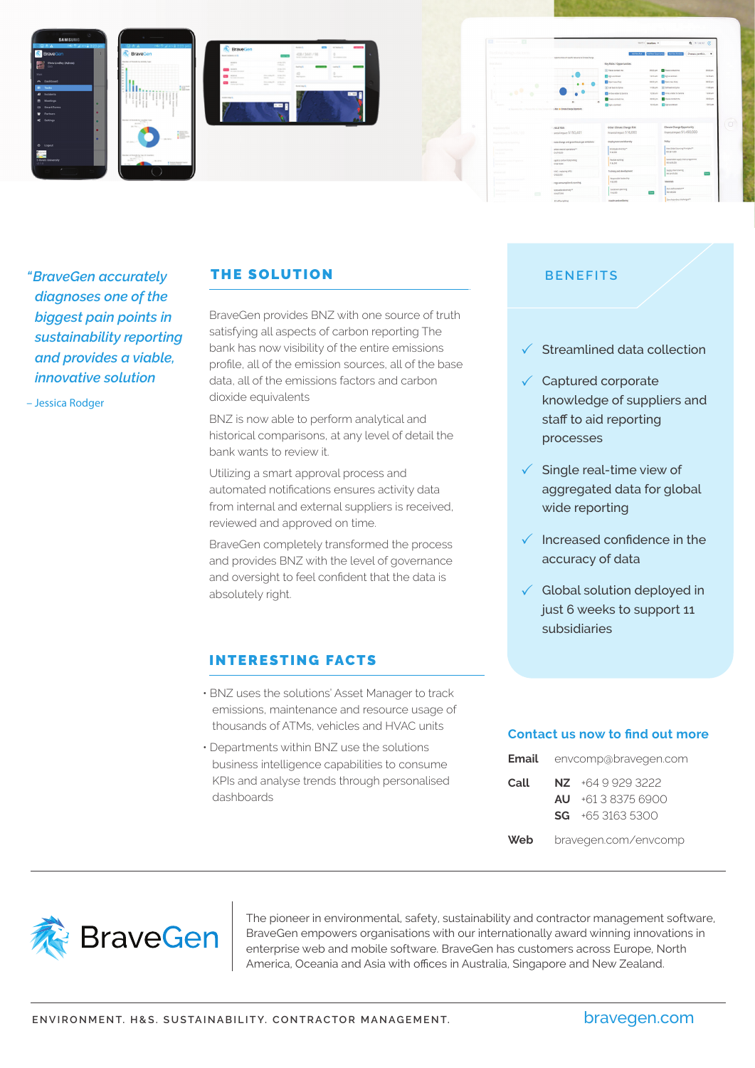*"BraveGen accurately diagnoses one of the biggest pain points in sustainability reporting and provides a viable, innovative solution*

– Jessica Rodger

## THE SOLUTION

BraveGen provides BNZ with one source of truth satisfying all aspects of carbon reporting The bank has now visibility of the entire emissions profile, all of the emission sources, all of the base data, all of the emissions factors and carbon dioxide equivalents

BNZ is now able to perform analytical and historical comparisons, at any level of detail the bank wants to review it.

Utilizing a smart approval process and automated notifications ensures activity data from internal and external suppliers is received, reviewed and approved on time.

BraveGen completely transformed the process and provides BNZ with the level of governance and oversight to feel confident that the data is absolutely right.

## INTERESTING FACTS

- BNZ uses the solutions' Asset Manager to track emissions, maintenance and resource usage of thousands of ATMs, vehicles and HVAC units
- Departments within BNZ use the solutions business intelligence capabilities to consume KPIs and analyse trends through personalised dashboards

## BENEFITS

- ✓ Streamlined data collection
- ✓ Captured corporate knowledge of suppliers and staff to aid reporting processes
- ✓ Single real-time view of aggregated data for global wide reporting
- ✓ Increased confidence in the accuracy of data
- ✓ Global solution deployed in just 6 weeks to support 11 subsidiaries

### Contact us now to find out more

**Email** envcomp@bravegen.com

**Call** **NZ** +64 9 929 3222
**AU** +61 3 8375 6900
**SG** +65 3163 5300

**Web** bravegen.com/envcomp

BraveGen

The pioneer in environmental, safety, sustainability and contractor management software, BraveGen empowers organisations with our internationally award winning innovations in enterprise web and mobile software. BraveGen has customers across Europe, North America, Oceania and Asia with offices in Australia, Singapore and New Zealand.

ENVIRONMENT. H&S. SUSTAINABILITY. CONTRACTOR MANAGEMENT.

bravegen.com